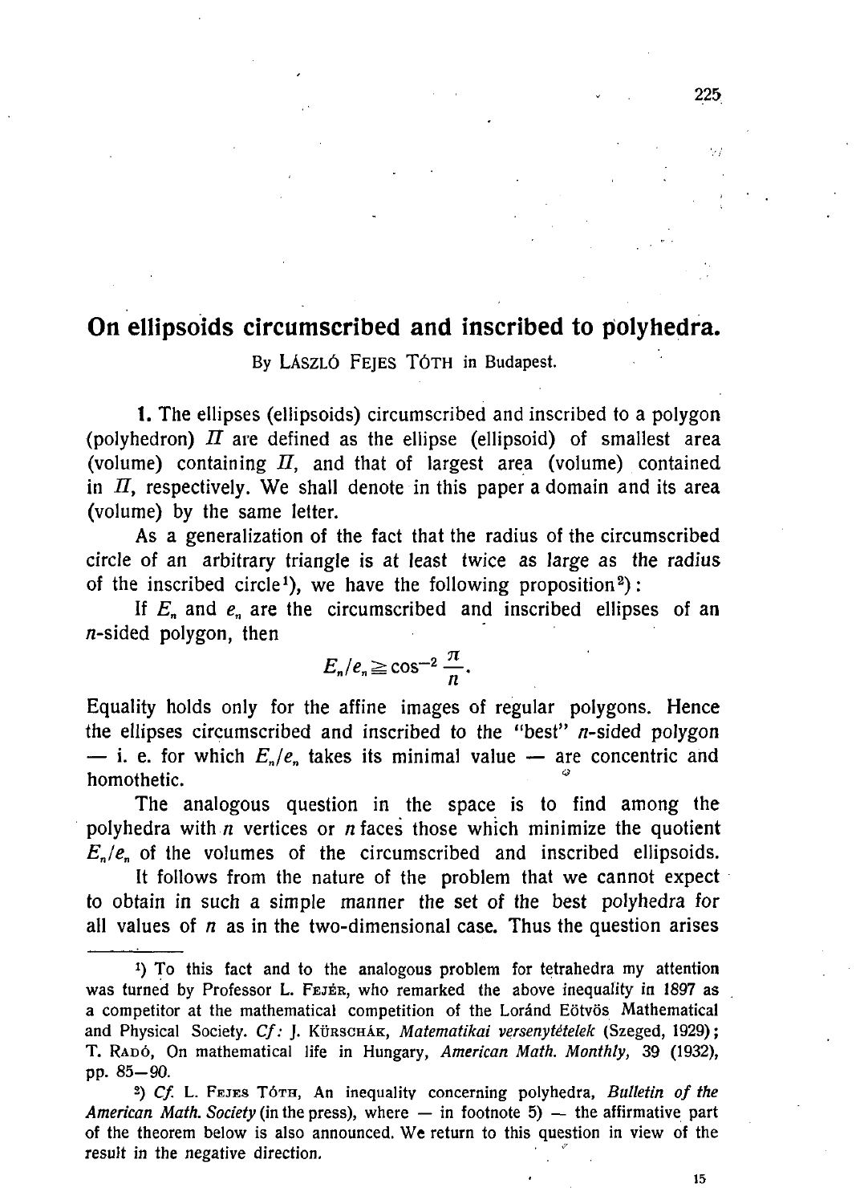# On ellipsoids circumscribed and inscribed to polyhedra.

By LÁSZLÓ FEJES TÓTH in Budapest.

**1.** The ellipses (ellipsoids) circumscribed and inscribed to a polygon (polyhedron) $\Pi$ are defined as the ellipse (ellipsoid) of smallest area (volume) containing $\Pi$, and that of largest area (volume) contained in $\Pi$, respectively. We shall denote in this paper a domain and its area (volume) by the same letter.

As a generalization of the fact that the radius of the circumscribed circle of an arbitrary triangle is at least twice as large as the radius of the inscribed circle[1]), we have the following proposition[2]):

If $E_n$ and $e_n$ are the circumscribed and inscribed ellipses of an $n$-sided polygon, then

$$E_n/e_n \geqq \cos^{-2}\frac{\pi}{n}.$$

Equality holds only for the affine images of regular polygons. Hence the ellipses circumscribed and inscribed to the "best" $n$-sided polygon — i. e. for which $E_n/e_n$ takes its minimal value — are concentric and homothetic.

The analogous question in the space is to find among the polyhedra with $n$ vertices or $n$ faces those which minimize the quotient $E_n/e_n$ of the volumes of the circumscribed and inscribed ellipsoids.

It follows from the nature of the problem that we cannot expect to obtain in such a simple manner the set of the best polyhedra for all values of $n$ as in the two-dimensional case. Thus the question arises

---

[1]) To this fact and to the analogous problem for tetrahedra my attention was turned by Professor L. FEJÉR, who remarked the above inequality in 1897 as a competitor at the mathematical competition of the Loránd Eötvös Mathematical and Physical Society. *Cf:* J. KÜRSCHÁK, *Matematikai versenytételek* (Szeged, 1929); T. RADÓ, On mathematical life in Hungary, *American Math. Monthly*, 39 (1932), pp. 85—90.

[2]) *Cf.* L. FEJES TÓTH, An inequality concerning polyhedra, *Bulletin of the American Math. Society* (in the press), where — in footnote 5) — the affirmative part of the theorem below is also announced. We return to this question in view of the result in the negative direction.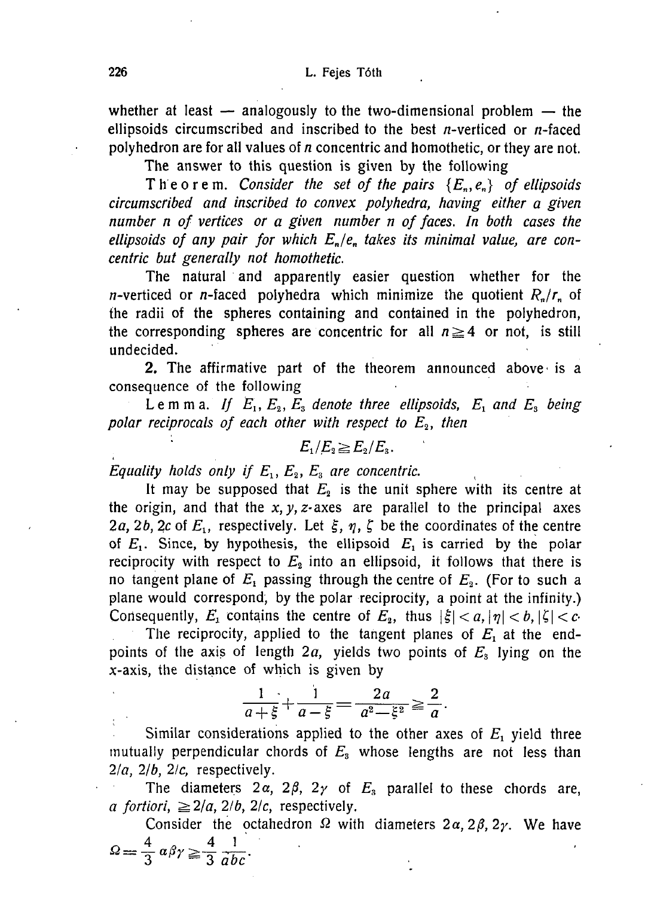whether at least — analogously to the two-dimensional problem — the ellipsoids circumscribed and inscribed to the best $n$-verticed or $n$-faced polyhedron are for all values of $n$ concentric and homothetic, or they are not.

The answer to this question is given by the following

Theorem. *Consider the set of the pairs $\{E_n, e_n\}$ of ellipsoids circumscribed and inscribed to convex polyhedra, having either a given number $n$ of vertices or a given number $n$ of faces. In both cases the ellipsoids of any pair for which $E_n/e_n$ takes its minimal value, are concentric but generally not homothetic.*

The natural and apparently easier question whether for the $n$-verticed or $n$-faced polyhedra which minimize the quotient $R_n/r_n$ of the radii of the spheres containing and contained in the polyhedron, the corresponding spheres are concentric for all $n \geq 4$ or not, is still undecided.

**2.** The affirmative part of the theorem announced above is a consequence of the following

Lemma. *If $E_1, E_2, E_3$ denote three ellipsoids, $E_1$ and $E_3$ being polar reciprocals of each other with respect to $E_2$, then*

$$E_1/E_2 \geq E_2/E_3.$$

*Equality holds only if $E_1, E_2, E_3$ are concentric.*

It may be supposed that $E_2$ is the unit sphere with its centre at the origin, and that the $x, y, z$-axes are parallel to the principal axes $2a, 2b, 2c$ of $E_1$, respectively. Let $\xi, \eta, \zeta$ be the coordinates of the centre of $E_1$. Since, by hypothesis, the ellipsoid $E_1$ is carried by the polar reciprocity with respect to $E_2$ into an ellipsoid, it follows that there is no tangent plane of $E_1$ passing through the centre of $E_2$. (For to such a plane would correspond, by the polar reciprocity, a point at the infinity.) Consequently, $E_1$ contains the centre of $E_2$, thus $|\xi| < a, |\eta| < b, |\zeta| < c$.

The reciprocity, applied to the tangent planes of $E_1$ at the end-points of the axis of length $2a$, yields two points of $E_3$ lying on the $x$-axis, the distance of which is given by

$$\frac{1}{a+\xi} + \frac{1}{a-\xi} = \frac{2a}{a^2-\xi^2} \geq \frac{2}{a}.$$

Similar considerations applied to the other axes of $E_1$ yield three mutually perpendicular chords of $E_3$ whose lengths are not less than $2/a$, $2/b$, $2/c$, respectively.

The diameters $2\alpha, 2\beta, 2\gamma$ of $E_3$ parallel to these chords are, *a fortiori*, $\geq 2/a, 2/b, 2/c$, respectively.

Consider the octahedron $\Omega$ with diameters $2\alpha, 2\beta, 2\gamma$. We have $\Omega = \frac{4}{3}\alpha\beta\gamma \geq \frac{4}{3}\frac{1}{abc}$.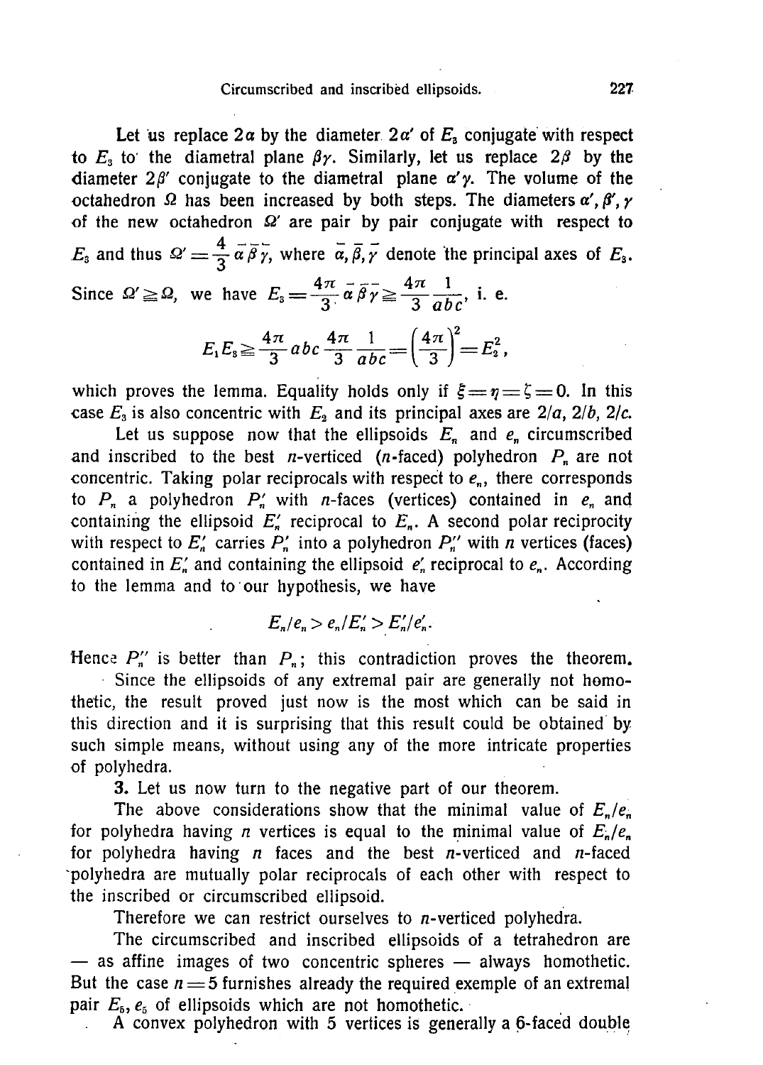Let us replace $2\alpha$ by the diameter $2\alpha'$ of $E_3$ conjugate with respect to $E_3$ to the diametral plane $\beta\gamma$. Similarly, let us replace $2\beta$ by the diameter $2\beta'$ conjugate to the diametral plane $\alpha'\gamma$. The volume of the octahedron $\Omega$ has been increased by both steps. The diameters $\alpha', \beta', \gamma$ of the new octahedron $\Omega'$ are pair by pair conjugate with respect to $E_3$ and thus $\Omega' = \frac{4}{3}\bar{\alpha}\bar{\beta}\bar{\gamma}$, where $\bar{\alpha}, \bar{\beta}, \bar{\gamma}$ denote the principal axes of $E_3$. Since $\Omega' \geqq \Omega$, we have $E_3 = \frac{4\pi}{3}\bar{\alpha}\bar{\beta}\bar{\gamma} \geqq \frac{4\pi}{3}\frac{1}{abc}$, i. e.

$$E_1 E_3 \geqq \frac{4\pi}{3} abc \frac{4\pi}{3} \frac{1}{abc} = \left(\frac{4\pi}{3}\right)^2 = E_2^2,$$

which proves the lemma. Equality holds only if $\xi = \eta = \zeta = 0$. In this case $E_3$ is also concentric with $E_2$ and its principal axes are $2/a$, $2/b$, $2/c$.

Let us suppose now that the ellipsoids $E_n$ and $e_n$ circumscribed and inscribed to the best $n$-verticed ($n$-faced) polyhedron $P_n$ are not concentric. Taking polar reciprocals with respect to $e_n$, there corresponds to $P_n$ a polyhedron $P_n'$ with $n$-faces (vertices) contained in $e_n$ and containing the ellipsoid $E_n'$ reciprocal to $E_n$. A second polar reciprocity with respect to $E_n'$ carries $P_n'$ into a polyhedron $P_n''$ with $n$ vertices (faces) contained in $E_n'$ and containing the ellipsoid $e_n'$ reciprocal to $e_n$. According to the lemma and to our hypothesis, we have

$$E_n/e_n > e_n/E_n' > E_n'/e_n'.$$

Hence $P_n''$ is better than $P_n$; this contradiction proves the theorem.

Since the ellipsoids of any extremal pair are generally not homothetic, the result proved just now is the most which can be said in this direction and it is surprising that this result could be obtained by such simple means, without using any of the more intricate properties of polyhedra.

**3.** Let us now turn to the negative part of our theorem.

The above considerations show that the minimal value of $E_n/e_n$ for polyhedra having $n$ vertices is equal to the minimal value of $E_n/e_n$ for polyhedra having $n$ faces and the best $n$-verticed and $n$-faced polyhedra are mutually polar reciprocals of each other with respect to the inscribed or circumscribed ellipsoid.

Therefore we can restrict ourselves to $n$-verticed polyhedra.

The circumscribed and inscribed ellipsoids of a tetrahedron are — as affine images of two concentric spheres — always homothetic. But the case $n = 5$ furnishes already the required exemple of an extremal pair $E_5, e_5$ of ellipsoids which are not homothetic.

A convex polyhedron with 5 vertices is generally a 6-faced double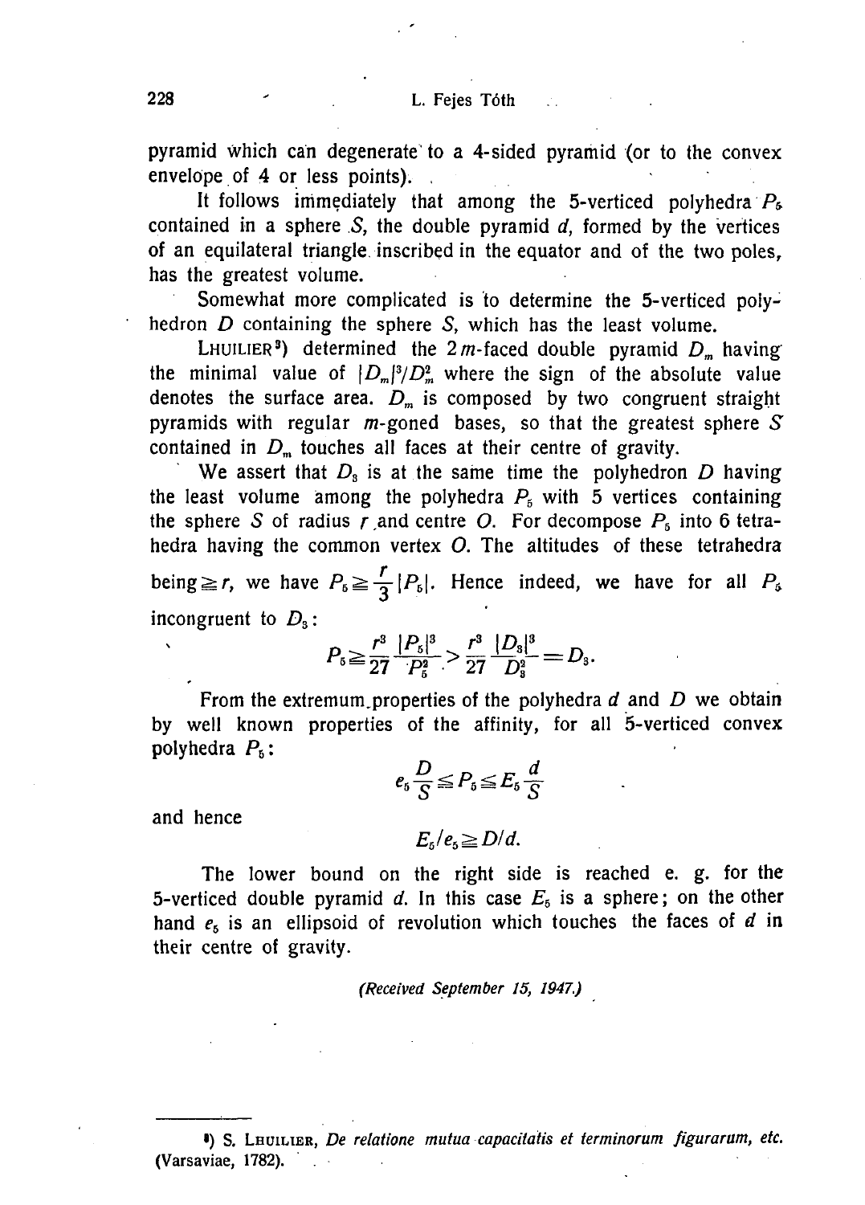pyramid which can degenerate to a 4-sided pyramid (or to the convex envelope of 4 or less points).

It follows immediately that among the 5-verticed polyhedra $P_5$ contained in a sphere $S$, the double pyramid $d$, formed by the vertices of an equilateral triangle inscribed in the equator and of the two poles, has the greatest volume.

Somewhat more complicated is to determine the 5-verticed polyhedron $D$ containing the sphere $S$, which has the least volume.

LHUILIER[9]) determined the $2m$-faced double pyramid $D_m$ having the minimal value of $|D_m|^3/D_m^2$ where the sign of the absolute value denotes the surface area. $D_m$ is composed by two congruent straight pyramids with regular $m$-goned bases, so that the greatest sphere $S$ contained in $D_m$ touches all faces at their centre of gravity.

We assert that $D_3$ is at the same time the polyhedron $D$ having the least volume among the polyhedra $P_5$ with 5 vertices containing the sphere $S$ of radius $r$ and centre $O$. For decompose $P_5$ into 6 tetrahedra having the common vertex $O$. The altitudes of these tetrahedra being $\geqq r$, we have $P_5 \geqq \frac{r}{3}|P_5|$. Hence indeed, we have for all $P_5$ incongruent to $D_3$:

$$P_5 \geqq \frac{r^3}{27}\frac{|P_5|^3}{P_5^2} > \frac{r^3}{27}\frac{|D_3|^3}{D_3^2} = D_3.$$

From the extremum properties of the polyhedra $d$ and $D$ we obtain by well known properties of the affinity, for all 5-verticed convex polyhedra $P_5$:

$$e_5 \frac{D}{S} \leqq P_5 \leqq E_5 \frac{d}{S}$$

and hence

$$E_5/e_5 \geqq D/d.$$

The lower bound on the right side is reached e. g. for the 5-verticed double pyramid $d$. In this case $E_5$ is a sphere; on the other hand $e_5$ is an ellipsoid of revolution which touches the faces of $d$ in their centre of gravity.

*(Received September 15, 1947.)*

---

[9]) S. LHUILIER, *De relatione mutua capacitatis et terminorum figurarum, etc.* (Varsaviae, 1782).